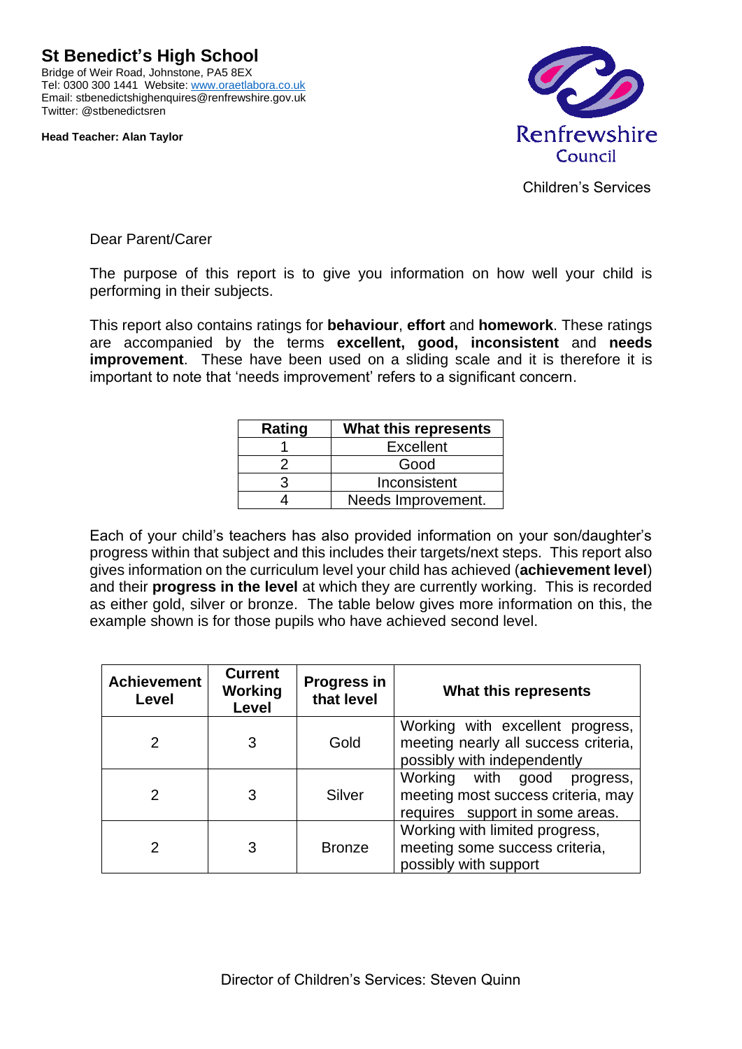# St Benedict's High School

Bridge of Weir Road, Johnstone, PA5 8EX
Tel: 0300 300 1441 Website: www.oraetlabora.co.uk
Email: stbenedictshighenquires@renfrewshire.gov.uk
Twitter: @stbenedictsren

**Head Teacher: Alan Taylor**

Renfrewshire Council

Children's Services

Dear Parent/Carer

The purpose of this report is to give you information on how well your child is performing in their subjects.

This report also contains ratings for **behaviour**, **effort** and **homework**. These ratings are accompanied by the terms **excellent, good, inconsistent** and **needs improvement**. These have been used on a sliding scale and it is therefore it is important to note that 'needs improvement' refers to a significant concern.

| Rating | What this represents |
|---|---|
| 1 | Excellent |
| 2 | Good |
| 3 | Inconsistent |
| 4 | Needs Improvement. |

Each of your child's teachers has also provided information on your son/daughter's progress within that subject and this includes their targets/next steps. This report also gives information on the curriculum level your child has achieved (**achievement level**) and their **progress in the level** at which they are currently working. This is recorded as either gold, silver or bronze. The table below gives more information on this, the example shown is for those pupils who have achieved second level.

| Achievement Level | Current Working Level | Progress in that level | What this represents |
|---|---|---|---|
| 2 | 3 | Gold | Working with excellent progress, meeting nearly all success criteria, possibly with independently |
| 2 | 3 | Silver | Working with good progress, meeting most success criteria, may requires support in some areas. |
| 2 | 3 | Bronze | Working with limited progress, meeting some success criteria, possibly with support |

Director of Children's Services: Steven Quinn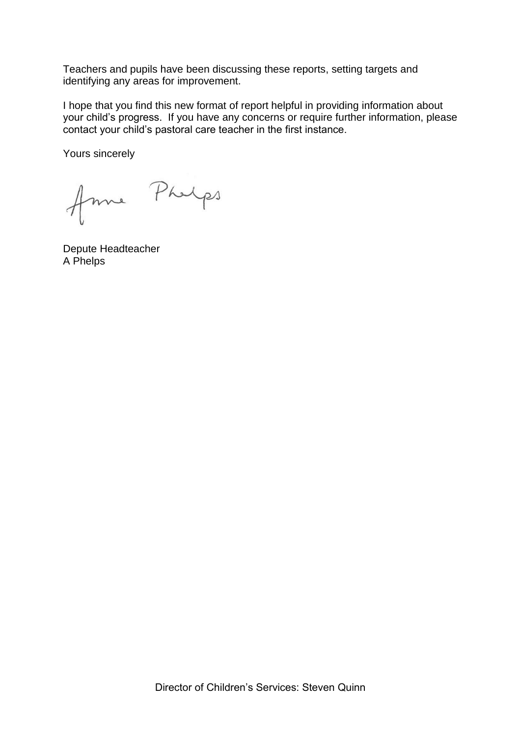Teachers and pupils have been discussing these reports, setting targets and identifying any areas for improvement.

I hope that you find this new format of report helpful in providing information about your child's progress. If you have any concerns or require further information, please contact your child's pastoral care teacher in the first instance.

Yours sincerely

Anne Phelps

Depute Headteacher
A Phelps

Director of Children's Services: Steven Quinn